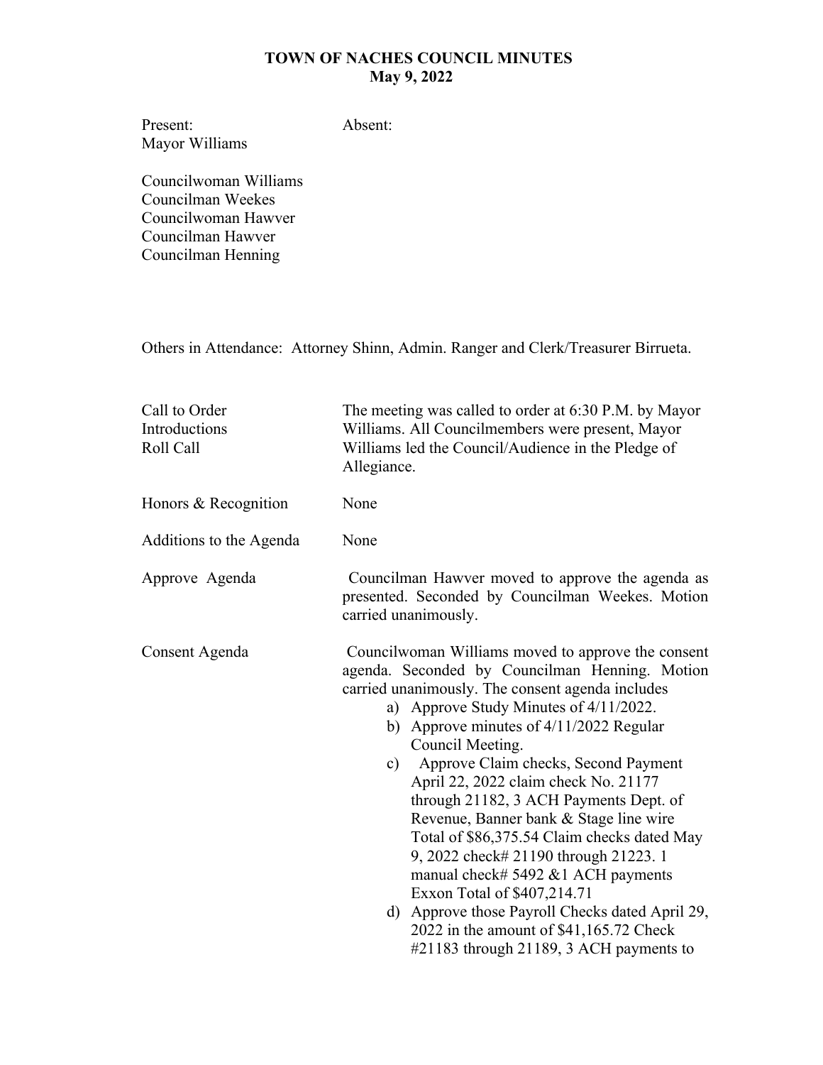# TOWN OF NACHES COUNCIL MINUTES
## May 9, 2022

| Present: | Absent: |
|---|---|
| Mayor Williams | |
| | |
| Councilwoman Williams | |
| Councilman Weekes | |
| Councilwoman Hawver | |
| Councilman Hawver | |
| Councilman Henning | |

Others in Attendance: Attorney Shinn, Admin. Ranger and Clerk/Treasurer Birrueta.

| | |
|---|---|
| Call to Order<br>Introductions<br>Roll Call | The meeting was called to order at 6:30 P.M. by Mayor Williams. All Councilmembers were present, Mayor Williams led the Council/Audience in the Pledge of Allegiance. |
| Honors & Recognition | None |
| Additions to the Agenda | None |
| Approve Agenda | Councilman Hawver moved to approve the agenda as presented. Seconded by Councilman Weekes. Motion carried unanimously. |
| Consent Agenda | Councilwoman Williams moved to approve the consent agenda. Seconded by Councilman Henning. Motion carried unanimously. The consent agenda includes<br>a) Approve Study Minutes of 4/11/2022.<br>b) Approve minutes of 4/11/2022 Regular Council Meeting.<br>c) Approve Claim checks, Second Payment April 22, 2022 claim check No. 21177 through 21182, 3 ACH Payments Dept. of Revenue, Banner bank & Stage line wire Total of $86,375.54 Claim checks dated May 9, 2022 check# 21190 through 21223. 1 manual check# 5492 &1 ACH payments Exxon Total of $407,214.71<br>d) Approve those Payroll Checks dated April 29, 2022 in the amount of $41,165.72 Check #21183 through 21189, 3 ACH payments to |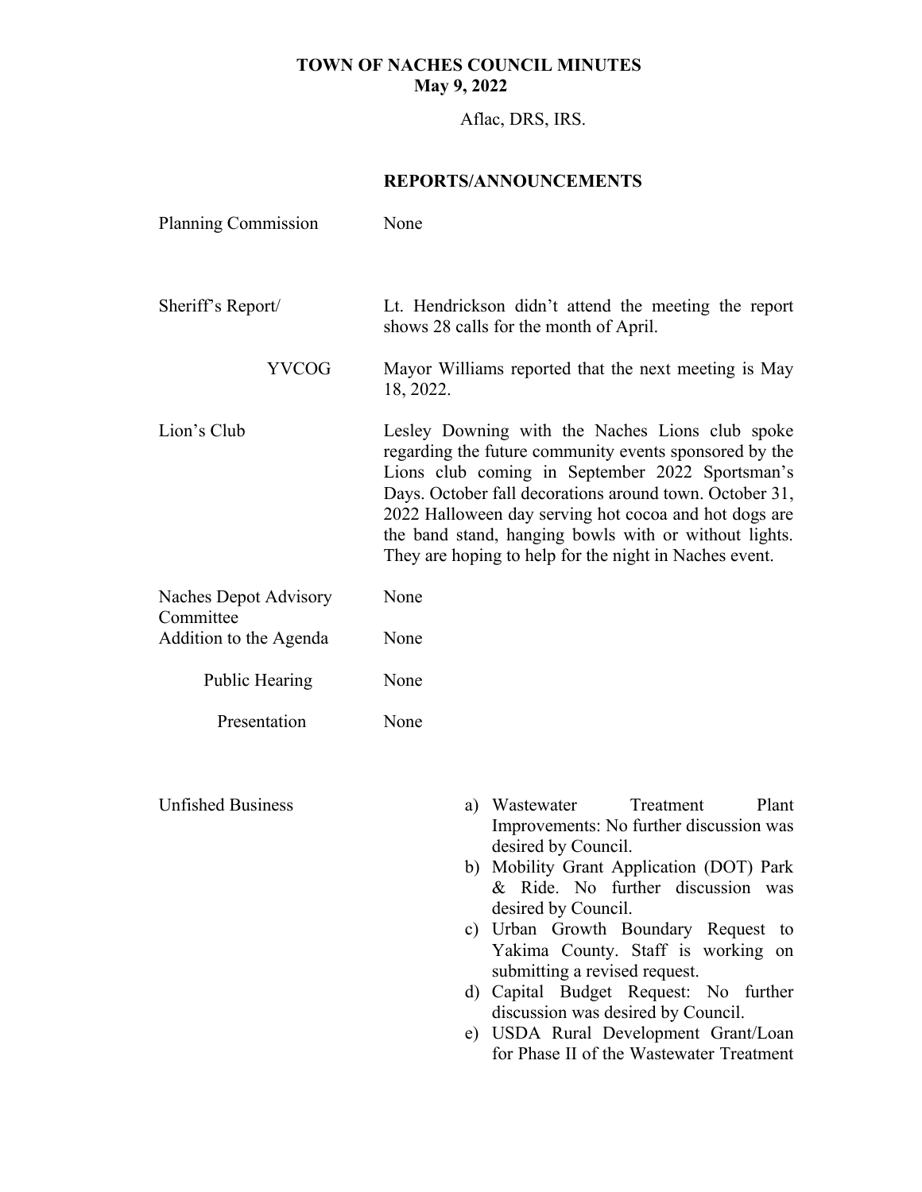**TOWN OF NACHES COUNCIL MINUTES**
**May 9, 2022**

Aflac, DRS, IRS.

## REPORTS/ANNOUNCEMENTS

| | |
|---|---|
| Planning Commission | None |
| Sheriff's Report/ | Lt. Hendrickson didn't attend the meeting the report shows 28 calls for the month of April. |
| YVCOG | Mayor Williams reported that the next meeting is May 18, 2022. |
| Lion's Club | Lesley Downing with the Naches Lions club spoke regarding the future community events sponsored by the Lions club coming in September 2022 Sportsman's Days. October fall decorations around town. October 31, 2022 Halloween day serving hot cocoa and hot dogs are the band stand, hanging bowls with or without lights. They are hoping to help for the night in Naches event. |
| Naches Depot Advisory Committee | None |
| Addition to the Agenda | None |
| Public Hearing | None |
| Presentation | None |

Unfished Business

a) Wastewater Treatment Plant Improvements: No further discussion was desired by Council.
b) Mobility Grant Application (DOT) Park & Ride. No further discussion was desired by Council.
c) Urban Growth Boundary Request to Yakima County. Staff is working on submitting a revised request.
d) Capital Budget Request: No further discussion was desired by Council.
e) USDA Rural Development Grant/Loan for Phase II of the Wastewater Treatment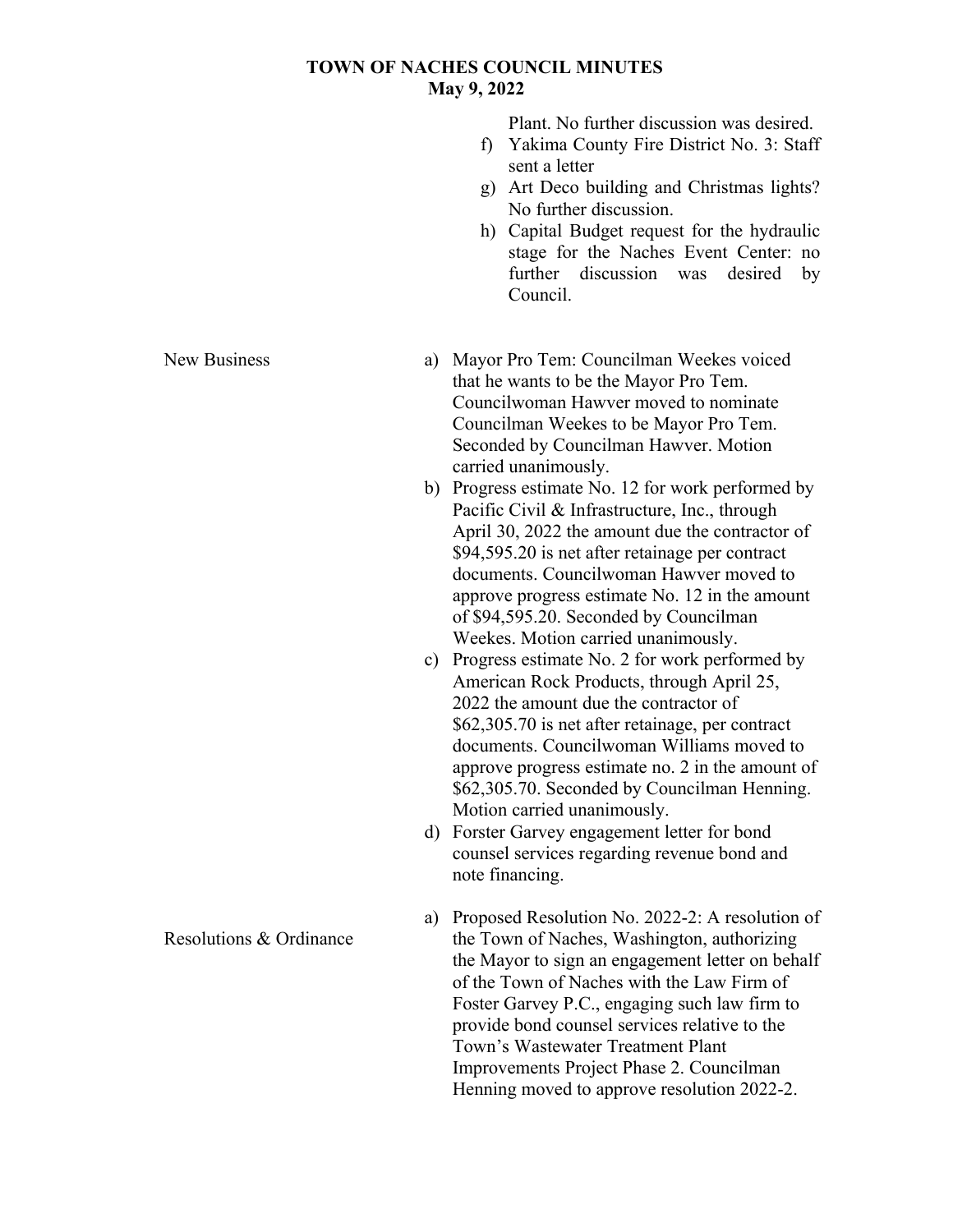Plant. No further discussion was desired.

f) Yakima County Fire District No. 3: Staff sent a letter
g) Art Deco building and Christmas lights? No further discussion.
h) Capital Budget request for the hydraulic stage for the Naches Event Center: no further discussion was desired by Council.

**New Business**

a) Mayor Pro Tem: Councilman Weekes voiced that he wants to be the Mayor Pro Tem. Councilwoman Hawver moved to nominate Councilman Weekes to be Mayor Pro Tem. Seconded by Councilman Hawver. Motion carried unanimously.
b) Progress estimate No. 12 for work performed by Pacific Civil & Infrastructure, Inc., through April 30, 2022 the amount due the contractor of $94,595.20 is net after retainage per contract documents. Councilwoman Hawver moved to approve progress estimate No. 12 in the amount of $94,595.20. Seconded by Councilman Weekes. Motion carried unanimously.
c) Progress estimate No. 2 for work performed by American Rock Products, through April 25, 2022 the amount due the contractor of $62,305.70 is net after retainage, per contract documents. Councilwoman Williams moved to approve progress estimate no. 2 in the amount of $62,305.70. Seconded by Councilman Henning. Motion carried unanimously.
d) Forster Garvey engagement letter for bond counsel services regarding revenue bond and note financing.

**Resolutions & Ordinance**

a) Proposed Resolution No. 2022-2: A resolution of the Town of Naches, Washington, authorizing the Mayor to sign an engagement letter on behalf of the Town of Naches with the Law Firm of Foster Garvey P.C., engaging such law firm to provide bond counsel services relative to the Town's Wastewater Treatment Plant Improvements Project Phase 2. Councilman Henning moved to approve resolution 2022-2.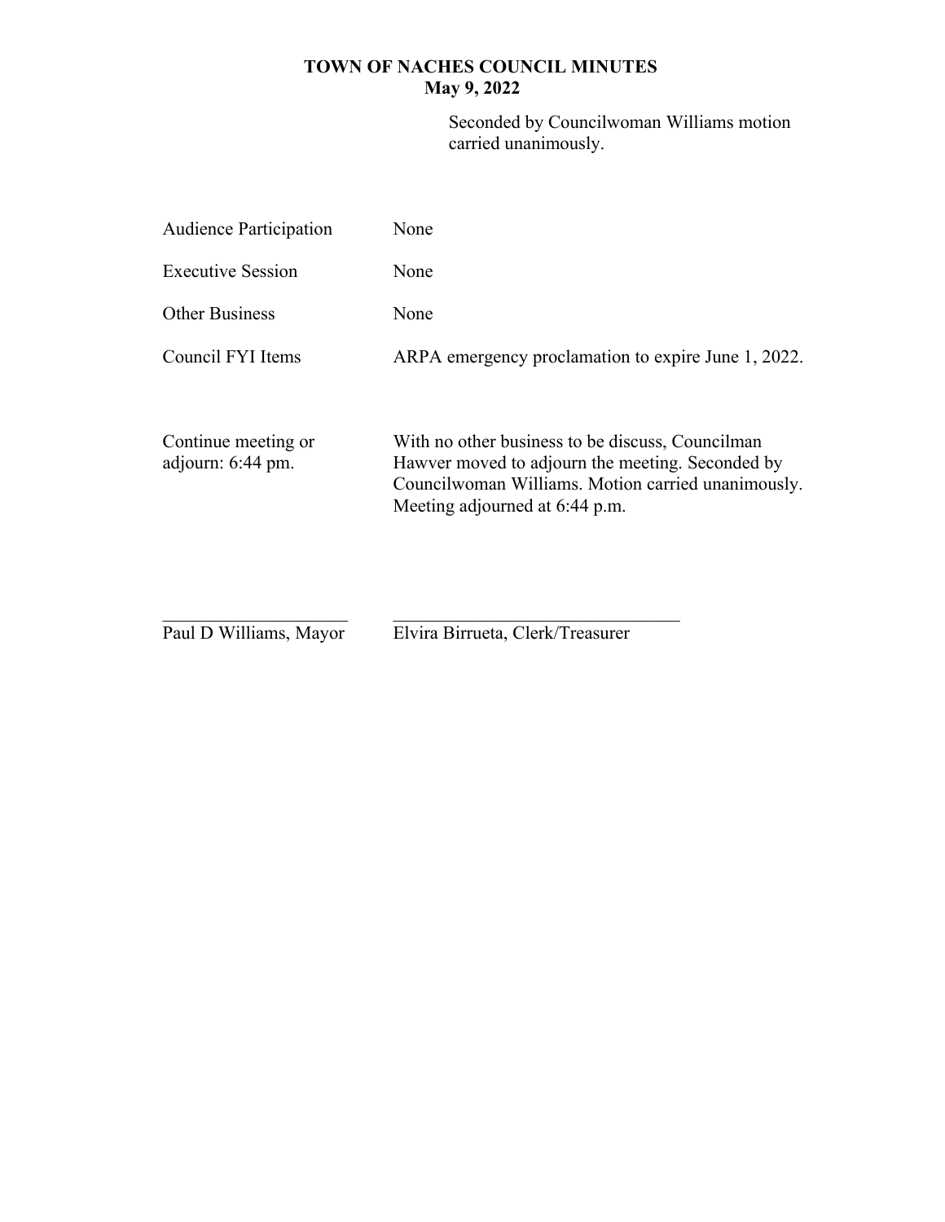Seconded by Councilwoman Williams motion carried unanimously.

| | |
|---|---|
| Audience Participation | None |
| Executive Session | None |
| Other Business | None |
| Council FYI Items | ARPA emergency proclamation to expire June 1, 2022. |
| Continue meeting or adjourn: 6:44 pm. | With no other business to be discuss, Councilman Hawver moved to adjourn the meeting. Seconded by Councilwoman Williams. Motion carried unanimously. Meeting adjourned at 6:44 p.m. |

\_\_\_\_\_\_\_\_\_\_\_\_\_\_\_\_\_\_\_\_\_\_ \_\_\_\_\_\_\_\_\_\_\_\_\_\_\_\_\_\_\_\_\_\_\_\_\_\_\_\_\_\_\_\_

Paul D Williams, Mayor Elvira Birrueta, Clerk/Treasurer